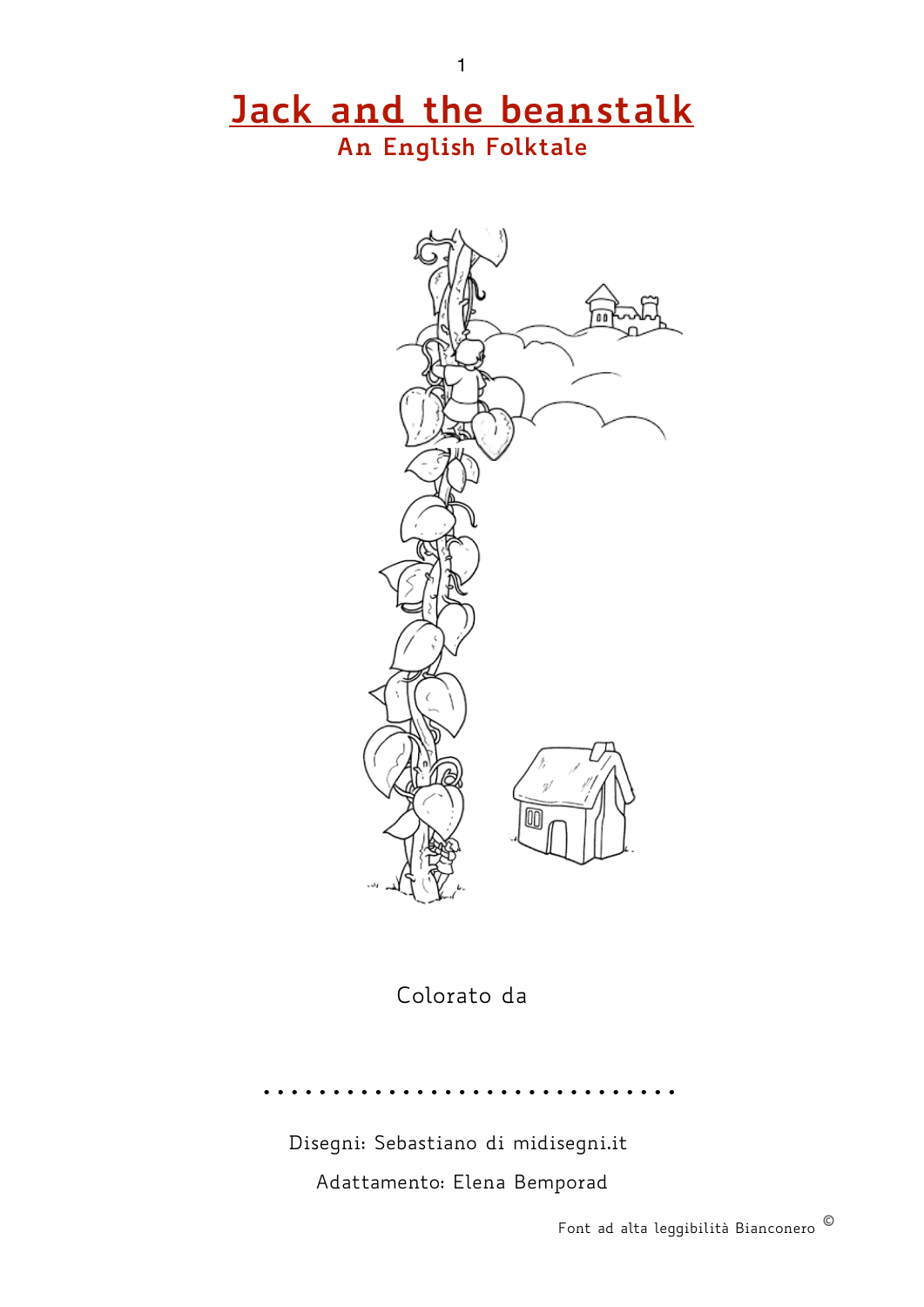# Jack and the beanstalk

## An English Folktale

Colorato da

..............................

Disegni: Sebastiano di midisegni.it

Adattamento: Elena Bemporad

Font ad alta leggibilità Bianconero ©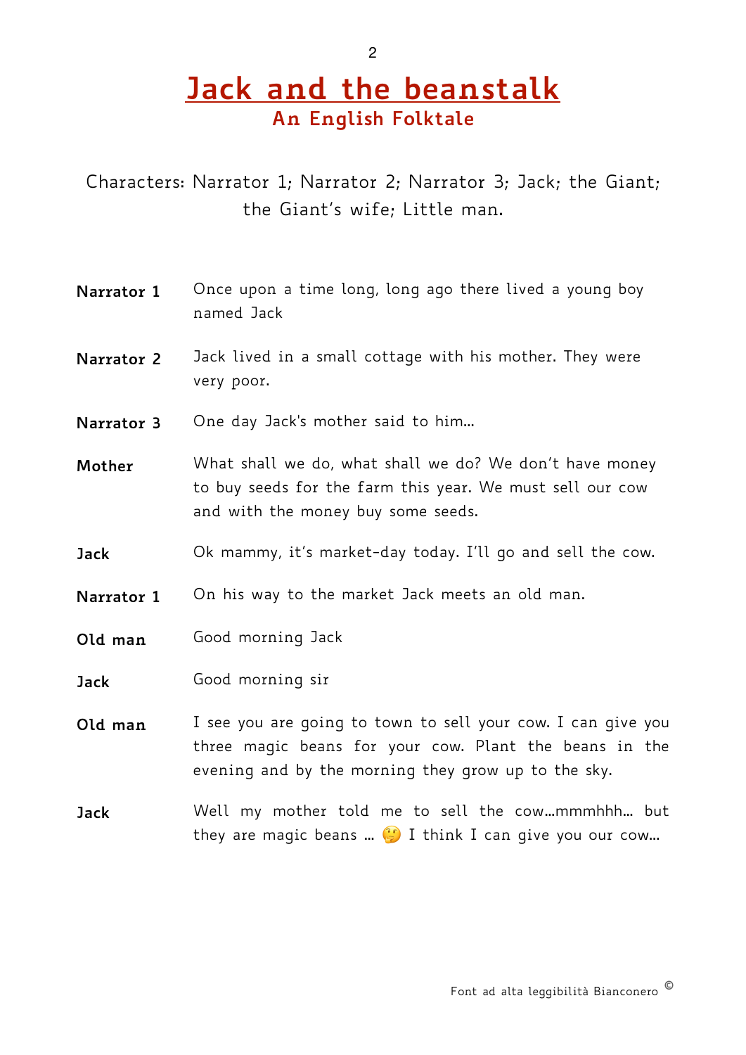# Jack and the beanstalk

## An English Folktale

Characters: Narrator 1; Narrator 2; Narrator 3; Jack; the Giant; the Giant's wife; Little man.

**Narrator 1** Once upon a time long, long ago there lived a young boy named Jack

**Narrator 2** Jack lived in a small cottage with his mother. They were very poor.

**Narrator 3** One day Jack's mother said to him…

**Mother** What shall we do, what shall we do? We don't have money to buy seeds for the farm this year. We must sell our cow and with the money buy some seeds.

**Jack** Ok mammy, it's market-day today. I'll go and sell the cow.

**Narrator 1** On his way to the market Jack meets an old man.

**Old man** Good morning Jack

**Jack** Good morning sir

**Old man** I see you are going to town to sell your cow. I can give you three magic beans for your cow. Plant the beans in the evening and by the morning they grow up to the sky.

**Jack** Well my mother told me to sell the cow…mmmhhh… but they are magic beans … 🤔 I think I can give you our cow…

Font ad alta leggibilità Bianconero ©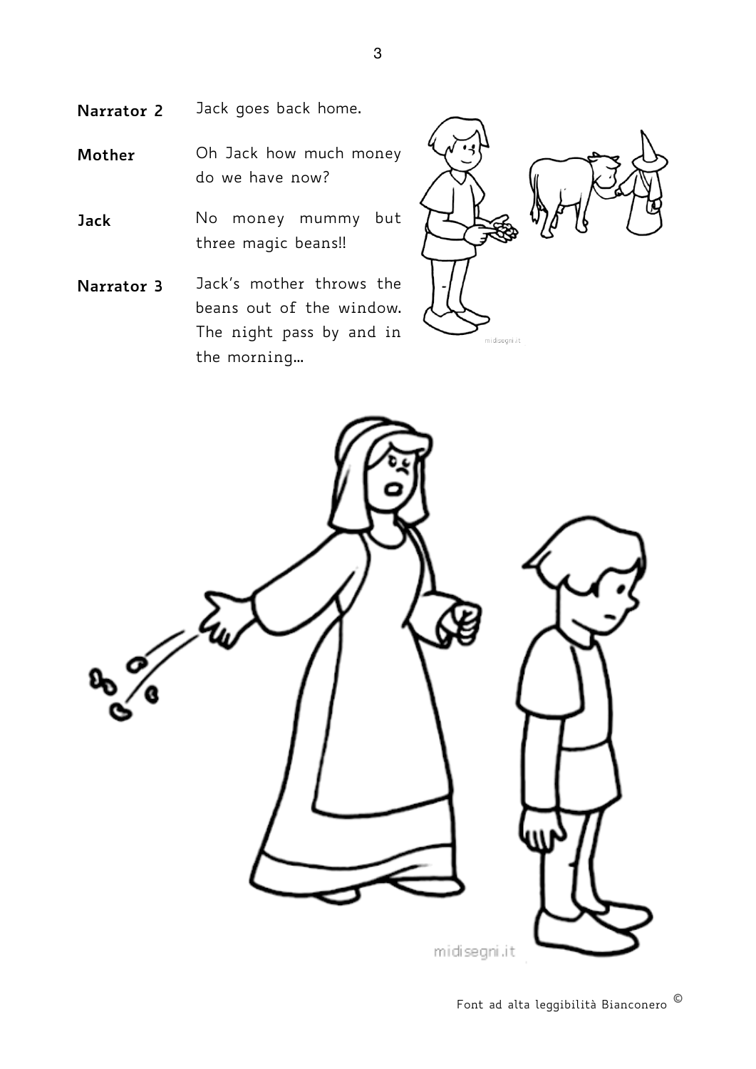**Narrator 2** Jack goes back home.

**Mother** Oh Jack how much money do we have now?

**Jack** No money mummy but three magic beans!!

**Narrator 3** Jack's mother throws the beans out of the window. The night pass by and in the morning...

Font ad alta leggibilità Bianconero ©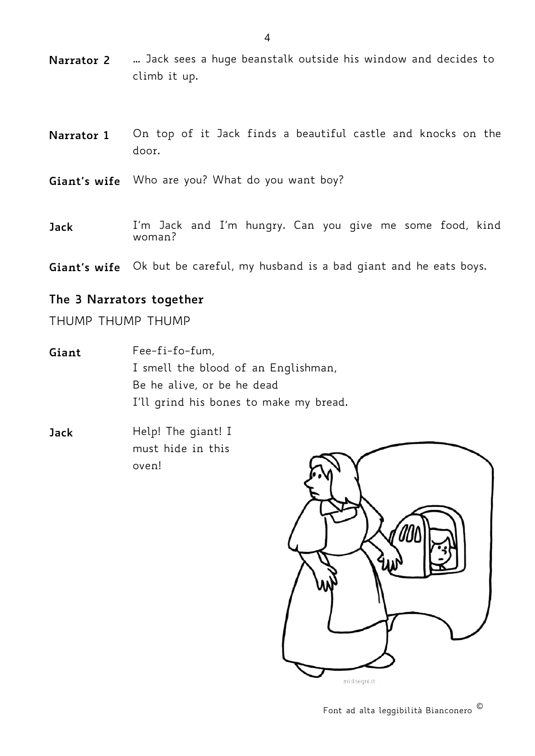**Narrator 2** … Jack sees a huge beanstalk outside his window and decides to climb it up.

**Narrator 1** On top of it Jack finds a beautiful castle and knocks on the door.

**Giant's wife** Who are you? What do you want boy?

**Jack** I'm Jack and I'm hungry. Can you give me some food, kind woman?

**Giant's wife** Ok but be careful, my husband is a bad giant and he eats boys.

**The 3 Narrators together**

THUMP THUMP THUMP

**Giant** Fee-fi-fo-fum,
I smell the blood of an Englishman,
Be he alive, or be he dead
I'll grind his bones to make my bread.

**Jack** Help! The giant! I must hide in this oven!

Font ad alta leggibilità Bianconero ©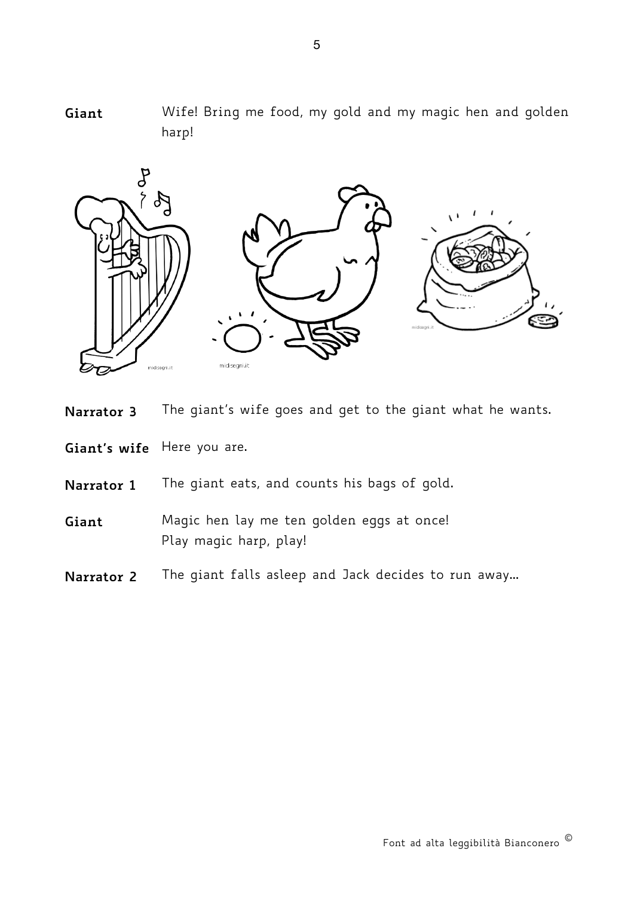**Giant** Wife! Bring me food, my gold and my magic hen and golden harp!

**Narrator 3** The giant's wife goes and get to the giant what he wants.

**Giant's wife** Here you are.

**Narrator 1** The giant eats, and counts his bags of gold.

**Giant** Magic hen lay me ten golden eggs at once!
Play magic harp, play!

**Narrator 2** The giant falls asleep and Jack decides to run away…

Font ad alta leggibilità Bianconero ©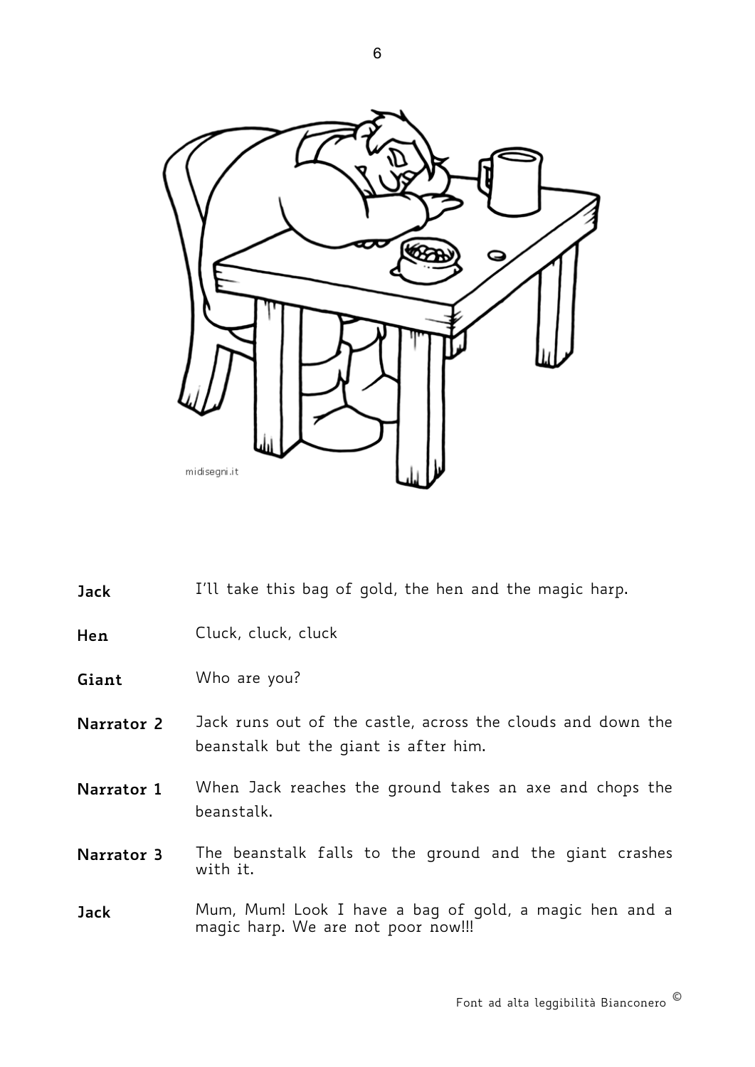**Jack** I'll take this bag of gold, the hen and the magic harp.

**Hen** Cluck, cluck, cluck

**Giant** Who are you?

**Narrator 2** Jack runs out of the castle, across the clouds and down the beanstalk but the giant is after him.

**Narrator 1** When Jack reaches the ground takes an axe and chops the beanstalk.

**Narrator 3** The beanstalk falls to the ground and the giant crashes with it.

**Jack** Mum, Mum! Look I have a bag of gold, a magic hen and a magic harp. We are not poor now!!!

Font ad alta leggibilità Bianconero ©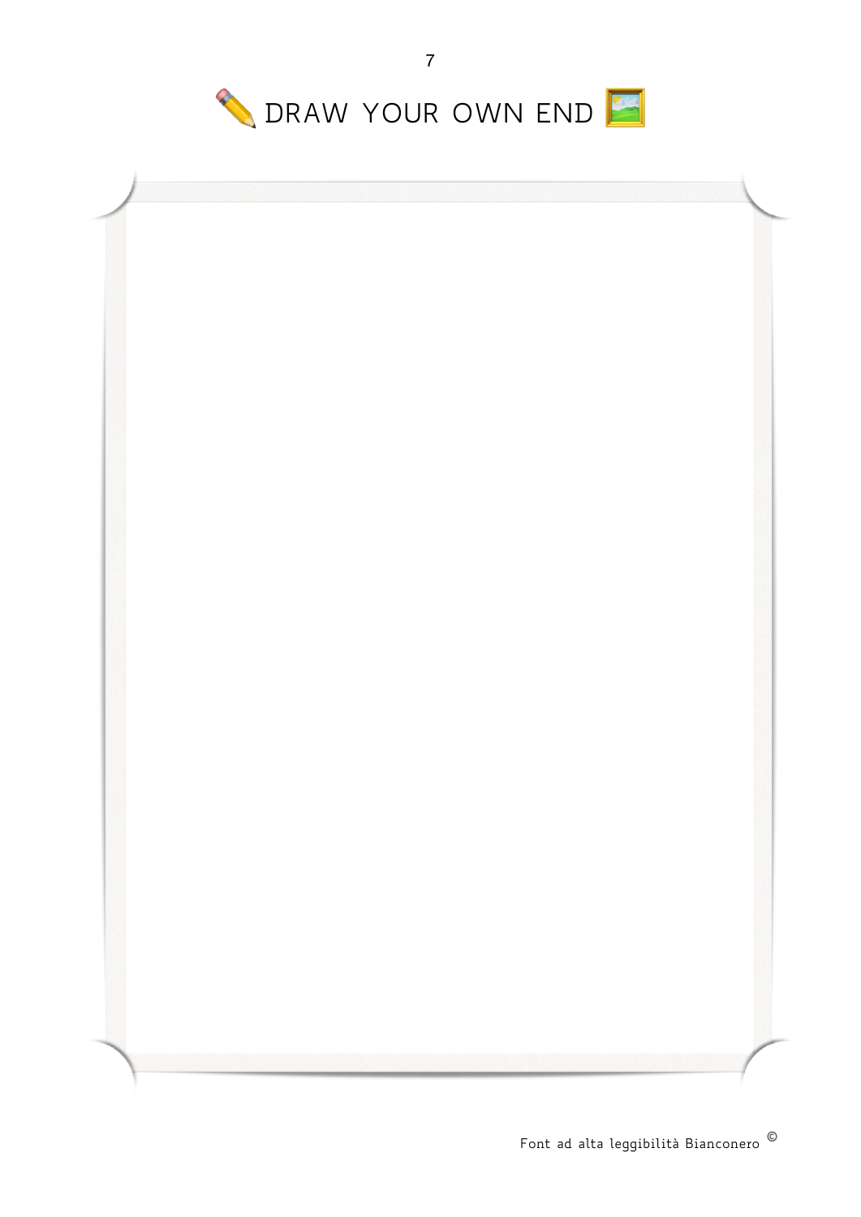# ✏️ DRAW YOUR OWN END 🖼️

Font ad alta leggibilità Bianconero ©